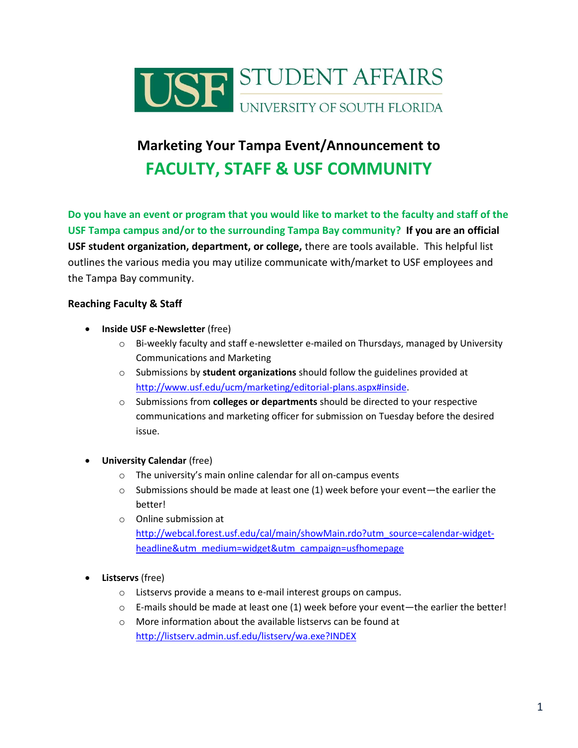USF STUDENT AFFAIRS
UNIVERSITY OF SOUTH FLORIDA

# Marketing Your Tampa Event/Announcement to FACULTY, STAFF & USF COMMUNITY

**Do you have an event or program that you would like to market to the faculty and staff of the USF Tampa campus and/or to the surrounding Tampa Bay community? If you are an official USF student organization, department, or college,** there are tools available. This helpful list outlines the various media you may utilize communicate with/market to USF employees and the Tampa Bay community.

### Reaching Faculty & Staff

- **Inside USF e-Newsletter** (free)
  - Bi-weekly faculty and staff e-newsletter e-mailed on Thursdays, managed by University Communications and Marketing
  - Submissions by **student organizations** should follow the guidelines provided at http://www.usf.edu/ucm/marketing/editorial-plans.aspx#inside.
  - Submissions from **colleges or departments** should be directed to your respective communications and marketing officer for submission on Tuesday before the desired issue.

- **University Calendar** (free)
  - The university's main online calendar for all on-campus events
  - Submissions should be made at least one (1) week before your event—the earlier the better!
  - Online submission at http://webcal.forest.usf.edu/cal/main/showMain.rdo?utm_source=calendar-widget-headline&utm_medium=widget&utm_campaign=usfhomepage

- **Listservs** (free)
  - Listservs provide a means to e-mail interest groups on campus.
  - E-mails should be made at least one (1) week before your event—the earlier the better!
  - More information about the available listservs can be found at http://listserv.admin.usf.edu/listserv/wa.exe?INDEX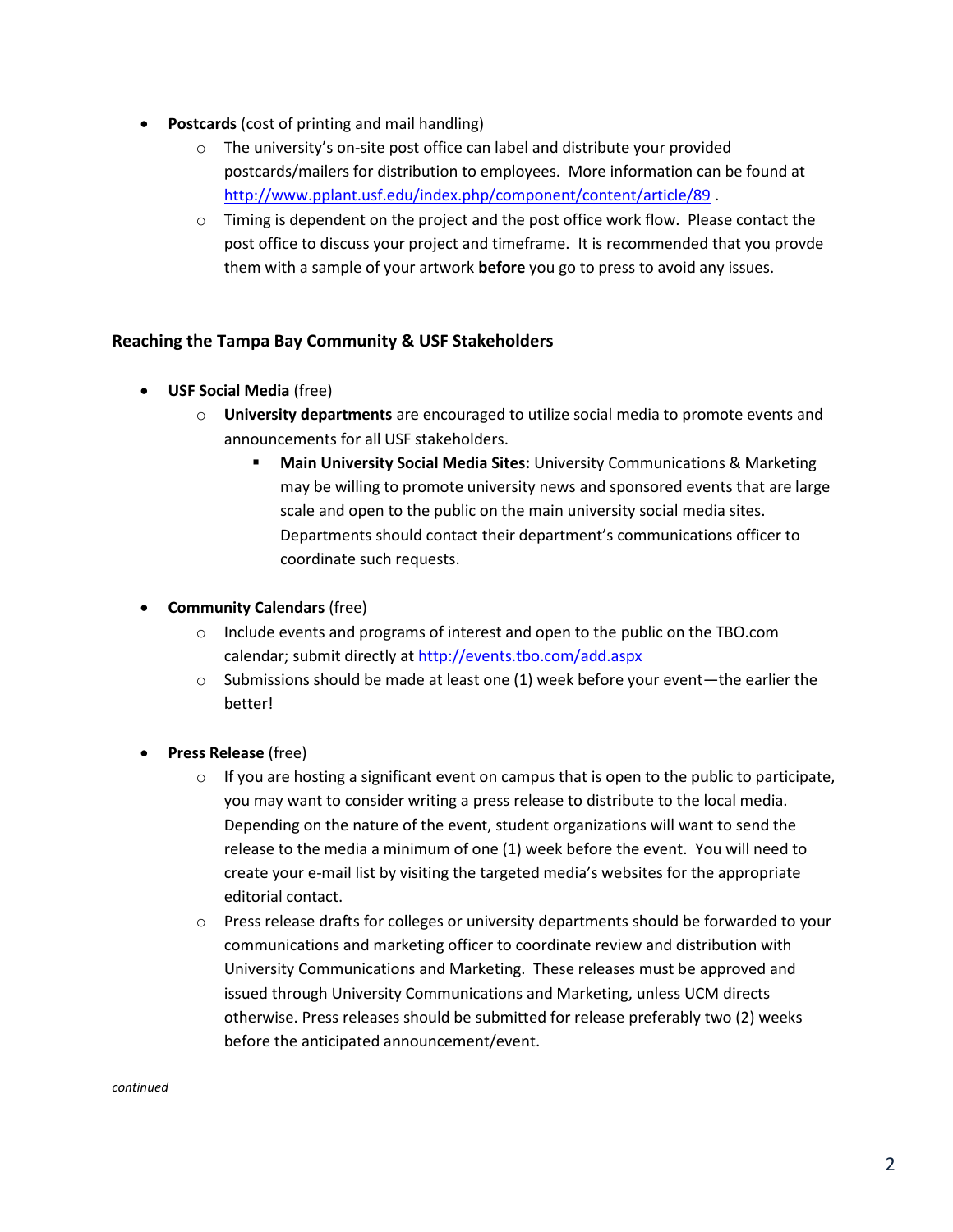- **Postcards** (cost of printing and mail handling)
  - The university's on-site post office can label and distribute your provided postcards/mailers for distribution to employees. More information can be found at http://www.pplant.usf.edu/index.php/component/content/article/89 .
  - Timing is dependent on the project and the post office work flow. Please contact the post office to discuss your project and timeframe. It is recommended that you provde them with a sample of your artwork **before** you go to press to avoid any issues.

### Reaching the Tampa Bay Community & USF Stakeholders

- **USF Social Media** (free)
  - **University departments** are encouraged to utilize social media to promote events and announcements for all USF stakeholders.
    - **Main University Social Media Sites:** University Communications & Marketing may be willing to promote university news and sponsored events that are large scale and open to the public on the main university social media sites. Departments should contact their department's communications officer to coordinate such requests.

- **Community Calendars** (free)
  - Include events and programs of interest and open to the public on the TBO.com calendar; submit directly at http://events.tbo.com/add.aspx
  - Submissions should be made at least one (1) week before your event—the earlier the better!

- **Press Release** (free)
  - If you are hosting a significant event on campus that is open to the public to participate, you may want to consider writing a press release to distribute to the local media. Depending on the nature of the event, student organizations will want to send the release to the media a minimum of one (1) week before the event. You will need to create your e-mail list by visiting the targeted media's websites for the appropriate editorial contact.
  - Press release drafts for colleges or university departments should be forwarded to your communications and marketing officer to coordinate review and distribution with University Communications and Marketing. These releases must be approved and issued through University Communications and Marketing, unless UCM directs otherwise. Press releases should be submitted for release preferably two (2) weeks before the anticipated announcement/event.

*continued*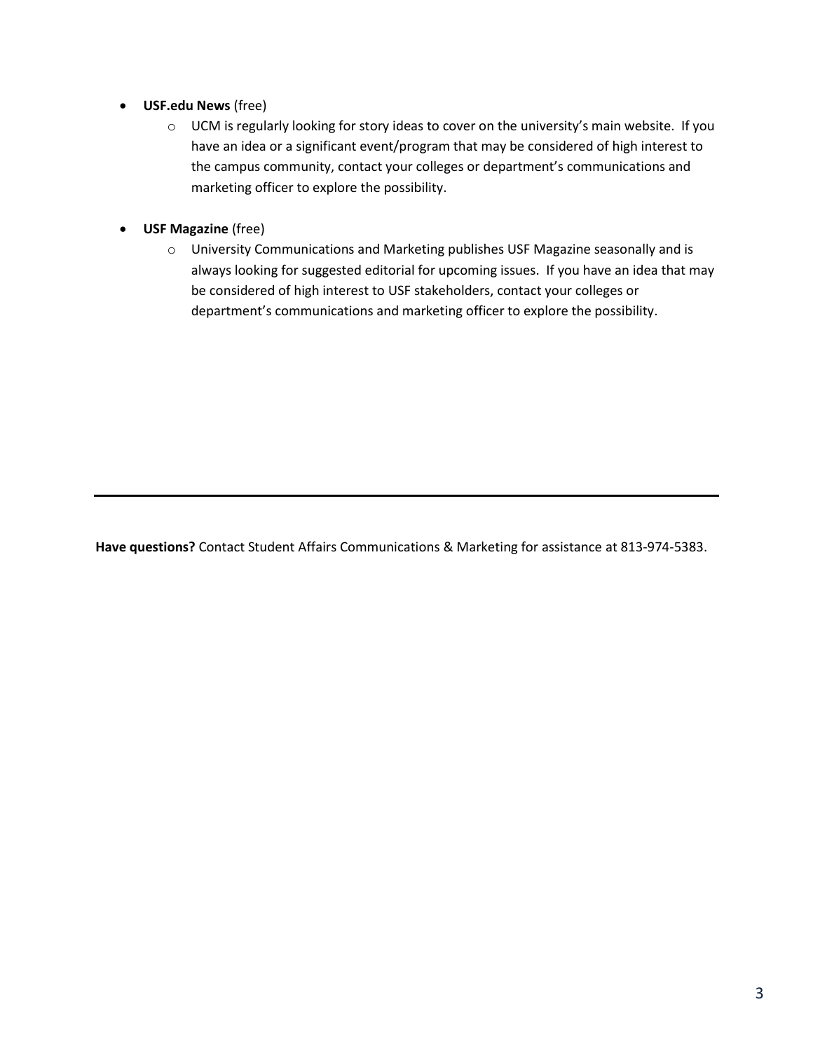- **USF.edu News** (free)
  - UCM is regularly looking for story ideas to cover on the university's main website. If you have an idea or a significant event/program that may be considered of high interest to the campus community, contact your colleges or department's communications and marketing officer to explore the possibility.

- **USF Magazine** (free)
  - University Communications and Marketing publishes USF Magazine seasonally and is always looking for suggested editorial for upcoming issues. If you have an idea that may be considered of high interest to USF stakeholders, contact your colleges or department's communications and marketing officer to explore the possibility.

---

**Have questions?** Contact Student Affairs Communications & Marketing for assistance at 813-974-5383.